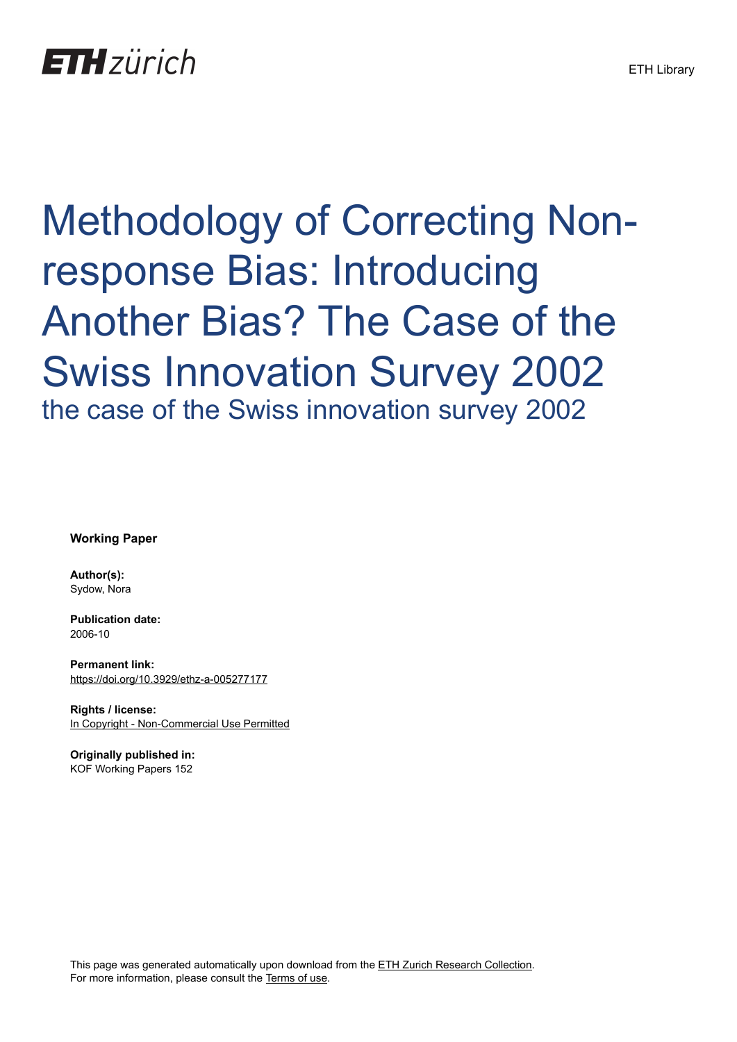ETH zürich

ETH Library

# Methodology of Correcting Non-response Bias: Introducing Another Bias? The Case of the Swiss Innovation Survey 2002

## the case of the Swiss innovation survey 2002

**Working Paper**

**Author(s):**
Sydow, Nora

**Publication date:**
2006-10

**Permanent link:**
https://doi.org/10.3929/ethz-a-005277177

**Rights / license:**
In Copyright - Non-Commercial Use Permitted

**Originally published in:**
KOF Working Papers 152

This page was generated automatically upon download from the ETH Zurich Research Collection.
For more information, please consult the Terms of use.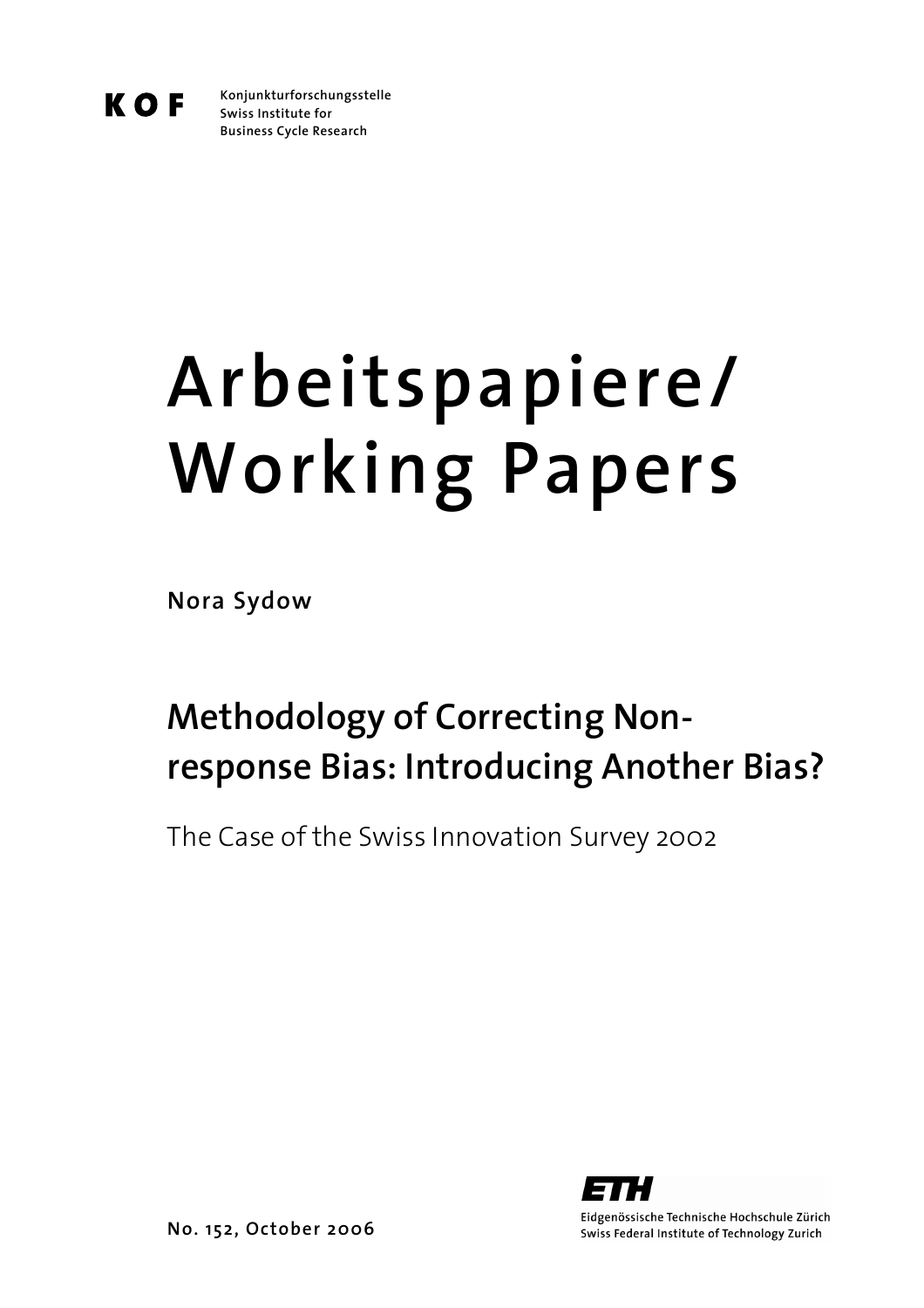KOF

Konjunkturforschungsstelle
Swiss Institute for
Business Cycle Research

# Arbeitspapiere/ Working Papers

**Nora Sydow**

## Methodology of Correcting Non-response Bias: Introducing Another Bias?

The Case of the Swiss Innovation Survey 2002

No. 152, October 2006

ETH

Eidgenössische Technische Hochschule Zürich
Swiss Federal Institute of Technology Zurich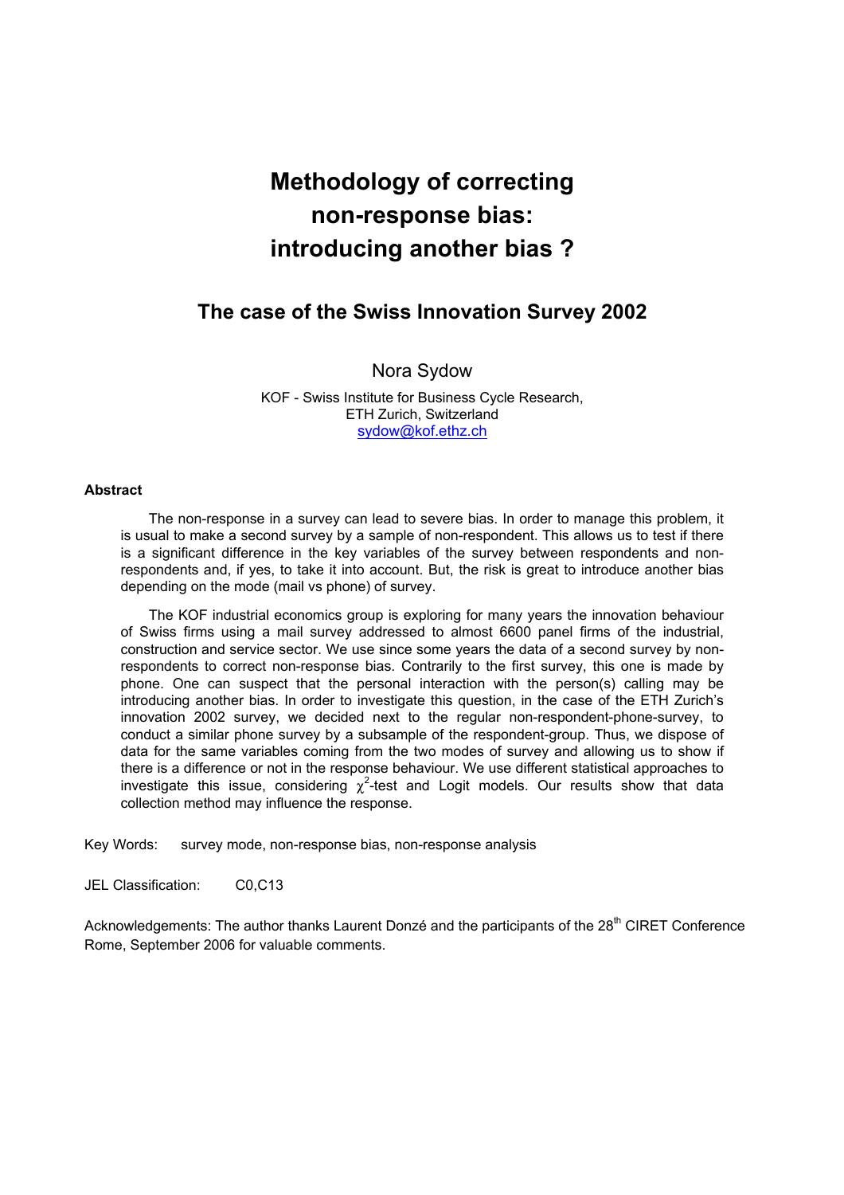# Methodology of correcting non-response bias: introducing another bias ?

## The case of the Swiss Innovation Survey 2002

Nora Sydow

KOF - Swiss Institute for Business Cycle Research,
ETH Zurich, Switzerland
sydow@kof.ethz.ch

**Abstract**

The non-response in a survey can lead to severe bias. In order to manage this problem, it is usual to make a second survey by a sample of non-respondent. This allows us to test if there is a significant difference in the key variables of the survey between respondents and non-respondents and, if yes, to take it into account. But, the risk is great to introduce another bias depending on the mode (mail vs phone) of survey.

The KOF industrial economics group is exploring for many years the innovation behaviour of Swiss firms using a mail survey addressed to almost 6600 panel firms of the industrial, construction and service sector. We use since some years the data of a second survey by non-respondents to correct non-response bias. Contrarily to the first survey, this one is made by phone. One can suspect that the personal interaction with the person(s) calling may be introducing another bias. In order to investigate this question, in the case of the ETH Zurich's innovation 2002 survey, we decided next to the regular non-respondent-phone-survey, to conduct a similar phone survey by a subsample of the respondent-group. Thus, we dispose of data for the same variables coming from the two modes of survey and allowing us to show if there is a difference or not in the response behaviour. We use different statistical approaches to investigate this issue, considering $\chi^2$-test and Logit models. Our results show that data collection method may influence the response.

Key Words: survey mode, non-response bias, non-response analysis

JEL Classification: C0,C13

Acknowledgements: The author thanks Laurent Donzé and the participants of the 28th CIRET Conference Rome, September 2006 for valuable comments.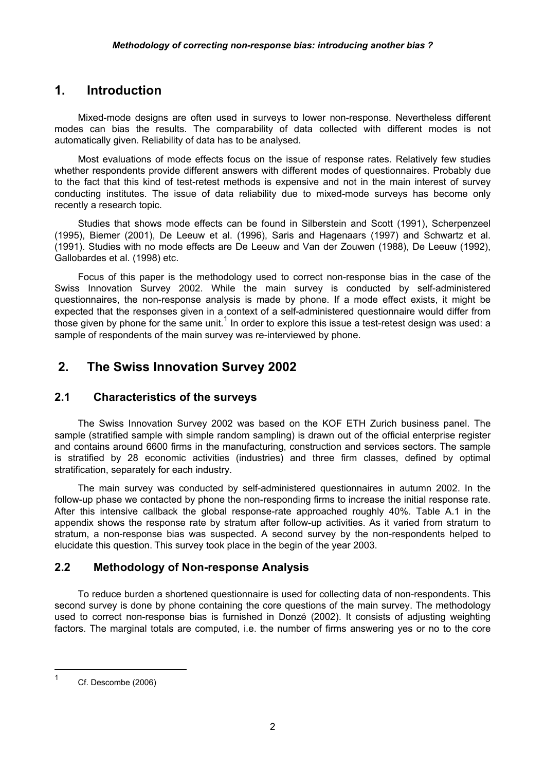# 1. Introduction

Mixed-mode designs are often used in surveys to lower non-response. Nevertheless different modes can bias the results. The comparability of data collected with different modes is not automatically given. Reliability of data has to be analysed.

Most evaluations of mode effects focus on the issue of response rates. Relatively few studies whether respondents provide different answers with different modes of questionnaires. Probably due to the fact that this kind of test-retest methods is expensive and not in the main interest of survey conducting institutes. The issue of data reliability due to mixed-mode surveys has become only recently a research topic.

Studies that shows mode effects can be found in Silberstein and Scott (1991), Scherpenzeel (1995), Biemer (2001), De Leeuw et al. (1996), Saris and Hagenaars (1997) and Schwartz et al. (1991). Studies with no mode effects are De Leeuw and Van der Zouwen (1988), De Leeuw (1992), Gallobardes et al. (1998) etc.

Focus of this paper is the methodology used to correct non-response bias in the case of the Swiss Innovation Survey 2002. While the main survey is conducted by self-administered questionnaires, the non-response analysis is made by phone. If a mode effect exists, it might be expected that the responses given in a context of a self-administered questionnaire would differ from those given by phone for the same unit.[1] In order to explore this issue a test-retest design was used: a sample of respondents of the main survey was re-interviewed by phone.

# 2. The Swiss Innovation Survey 2002

## 2.1 Characteristics of the surveys

The Swiss Innovation Survey 2002 was based on the KOF ETH Zurich business panel. The sample (stratified sample with simple random sampling) is drawn out of the official enterprise register and contains around 6600 firms in the manufacturing, construction and services sectors. The sample is stratified by 28 economic activities (industries) and three firm classes, defined by optimal stratification, separately for each industry.

The main survey was conducted by self-administered questionnaires in autumn 2002. In the follow-up phase we contacted by phone the non-responding firms to increase the initial response rate. After this intensive callback the global response-rate approached roughly 40%. Table A.1 in the appendix shows the response rate by stratum after follow-up activities. As it varied from stratum to stratum, a non-response bias was suspected. A second survey by the non-respondents helped to elucidate this question. This survey took place in the begin of the year 2003.

## 2.2 Methodology of Non-response Analysis

To reduce burden a shortened questionnaire is used for collecting data of non-respondents. This second survey is done by phone containing the core questions of the main survey. The methodology used to correct non-response bias is furnished in Donzé (2002). It consists of adjusting weighting factors. The marginal totals are computed, i.e. the number of firms answering yes or no to the core

[1] Cf. Descombe (2006)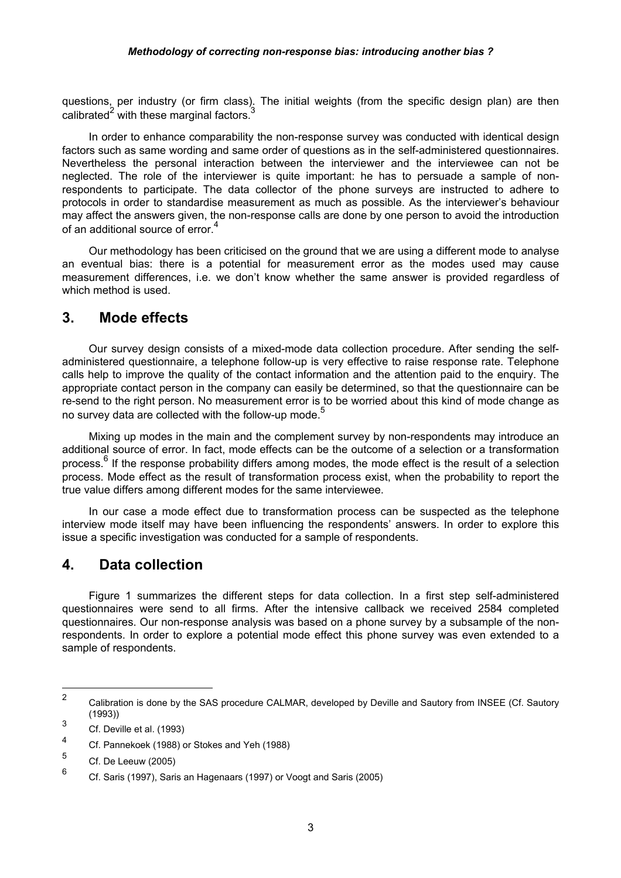questions, per industry (or firm class). The initial weights (from the specific design plan) are then calibrated[2] with these marginal factors.[3]

In order to enhance comparability the non-response survey was conducted with identical design factors such as same wording and same order of questions as in the self-administered questionnaires. Nevertheless the personal interaction between the interviewer and the interviewee can not be neglected. The role of the interviewer is quite important: he has to persuade a sample of non-respondents to participate. The data collector of the phone surveys are instructed to adhere to protocols in order to standardise measurement as much as possible. As the interviewer's behaviour may affect the answers given, the non-response calls are done by one person to avoid the introduction of an additional source of error.[4]

Our methodology has been criticised on the ground that we are using a different mode to analyse an eventual bias: there is a potential for measurement error as the modes used may cause measurement differences, i.e. we don't know whether the same answer is provided regardless of which method is used.

## 3. Mode effects

Our survey design consists of a mixed-mode data collection procedure. After sending the self-administered questionnaire, a telephone follow-up is very effective to raise response rate. Telephone calls help to improve the quality of the contact information and the attention paid to the enquiry. The appropriate contact person in the company can easily be determined, so that the questionnaire can be re-send to the right person. No measurement error is to be worried about this kind of mode change as no survey data are collected with the follow-up mode.[5]

Mixing up modes in the main and the complement survey by non-respondents may introduce an additional source of error. In fact, mode effects can be the outcome of a selection or a transformation process.[6] If the response probability differs among modes, the mode effect is the result of a selection process. Mode effect as the result of transformation process exist, when the probability to report the true value differs among different modes for the same interviewee.

In our case a mode effect due to transformation process can be suspected as the telephone interview mode itself may have been influencing the respondents' answers. In order to explore this issue a specific investigation was conducted for a sample of respondents.

## 4. Data collection

Figure 1 summarizes the different steps for data collection. In a first step self-administered questionnaires were send to all firms. After the intensive callback we received 2584 completed questionnaires. Our non-response analysis was based on a phone survey by a subsample of the non-respondents. In order to explore a potential mode effect this phone survey was even extended to a sample of respondents.

---

[2] Calibration is done by the SAS procedure CALMAR, developed by Deville and Sautory from INSEE (Cf. Sautory (1993))

[3] Cf. Deville et al. (1993)

[4] Cf. Pannekoek (1988) or Stokes and Yeh (1988)

[5] Cf. De Leeuw (2005)

[6] Cf. Saris (1997), Saris an Hagenaars (1997) or Voogt and Saris (2005)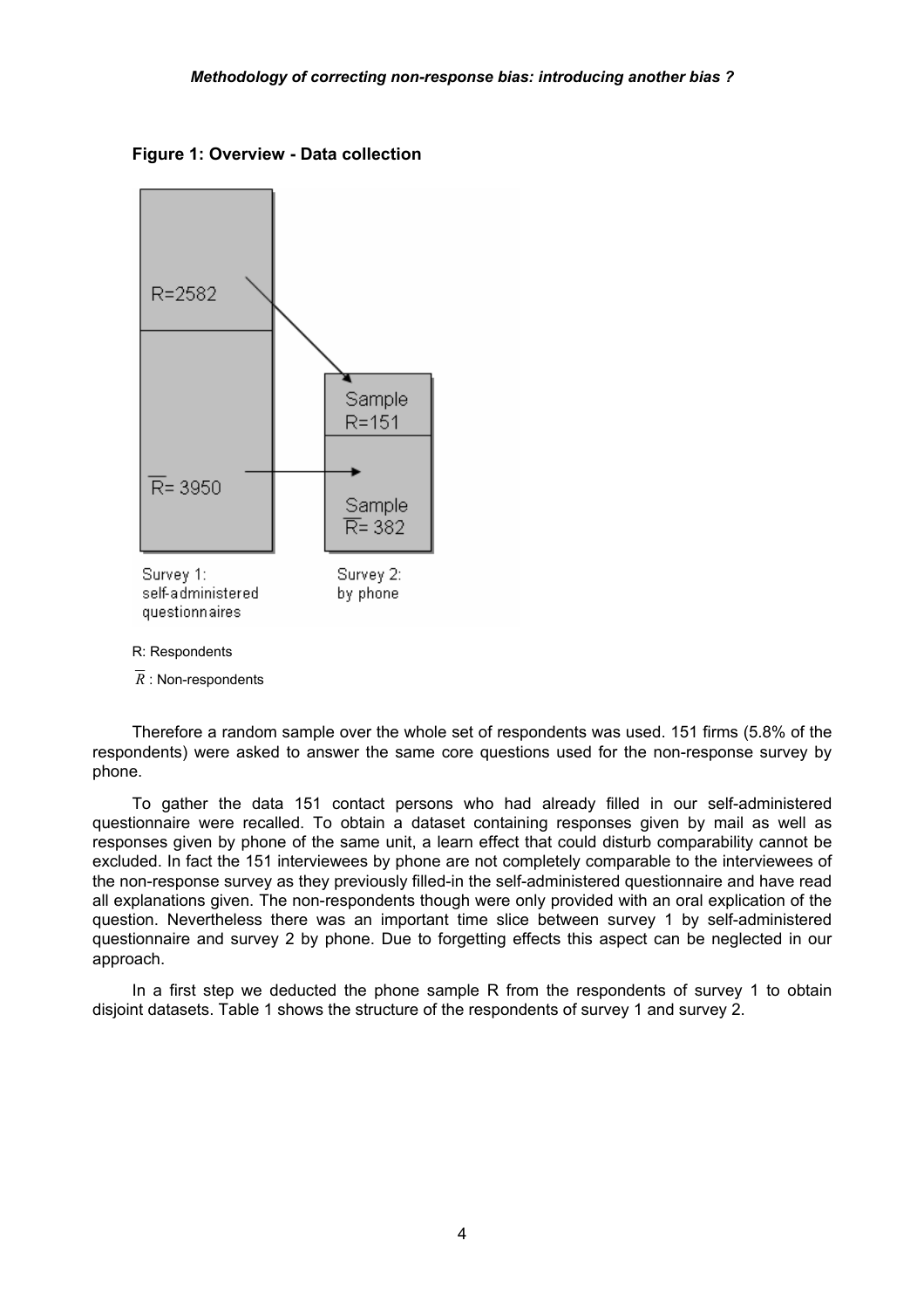**Figure 1: Overview - Data collection**

| Survey 1: self-administered questionnaires | Survey 2: by phone |
| --- | --- |
| R=2582 | Sample R=151 |
| $\overline{R}$= 3950 | Sample $\overline{R}$= 382 |

R: Respondents

$\overline{R}$ : Non-respondents

Therefore a random sample over the whole set of respondents was used. 151 firms (5.8% of the respondents) were asked to answer the same core questions used for the non-response survey by phone.

To gather the data 151 contact persons who had already filled in our self-administered questionnaire were recalled. To obtain a dataset containing responses given by mail as well as responses given by phone of the same unit, a learn effect that could disturb comparability cannot be excluded. In fact the 151 interviewees by phone are not completely comparable to the interviewees of the non-response survey as they previously filled-in the self-administered questionnaire and have read all explanations given. The non-respondents though were only provided with an oral explication of the question. Nevertheless there was an important time slice between survey 1 by self-administered questionnaire and survey 2 by phone. Due to forgetting effects this aspect can be neglected in our approach.

In a first step we deducted the phone sample R from the respondents of survey 1 to obtain disjoint datasets. Table 1 shows the structure of the respondents of survey 1 and survey 2.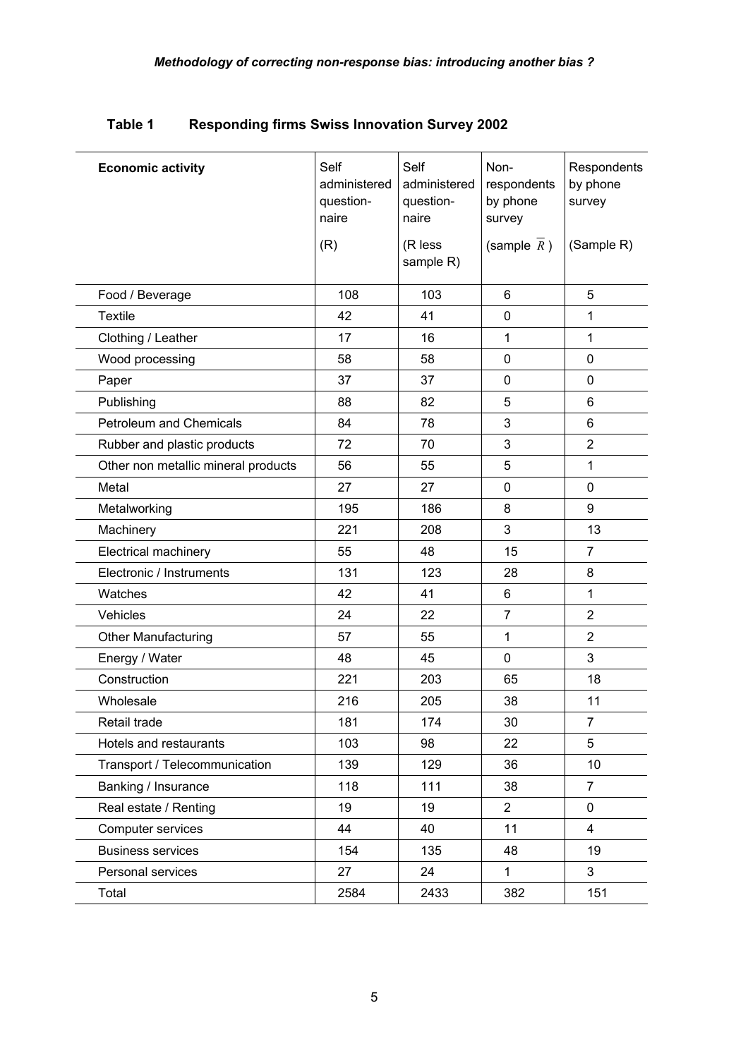**Table 1 Responding firms Swiss Innovation Survey 2002**

| Economic activity | Self administered question-naire (R) | Self administered question-naire (R less sample R) | Non-respondents by phone survey (sample $\overline{R}$) | Respondents by phone survey (Sample R) |
|---|---|---|---|---|
| Food / Beverage | 108 | 103 | 6 | 5 |
| Textile | 42 | 41 | 0 | 1 |
| Clothing / Leather | 17 | 16 | 1 | 1 |
| Wood processing | 58 | 58 | 0 | 0 |
| Paper | 37 | 37 | 0 | 0 |
| Publishing | 88 | 82 | 5 | 6 |
| Petroleum and Chemicals | 84 | 78 | 3 | 6 |
| Rubber and plastic products | 72 | 70 | 3 | 2 |
| Other non metallic mineral products | 56 | 55 | 5 | 1 |
| Metal | 27 | 27 | 0 | 0 |
| Metalworking | 195 | 186 | 8 | 9 |
| Machinery | 221 | 208 | 3 | 13 |
| Electrical machinery | 55 | 48 | 15 | 7 |
| Electronic / Instruments | 131 | 123 | 28 | 8 |
| Watches | 42 | 41 | 6 | 1 |
| Vehicles | 24 | 22 | 7 | 2 |
| Other Manufacturing | 57 | 55 | 1 | 2 |
| Energy / Water | 48 | 45 | 0 | 3 |
| Construction | 221 | 203 | 65 | 18 |
| Wholesale | 216 | 205 | 38 | 11 |
| Retail trade | 181 | 174 | 30 | 7 |
| Hotels and restaurants | 103 | 98 | 22 | 5 |
| Transport / Telecommunication | 139 | 129 | 36 | 10 |
| Banking / Insurance | 118 | 111 | 38 | 7 |
| Real estate / Renting | 19 | 19 | 2 | 0 |
| Computer services | 44 | 40 | 11 | 4 |
| Business services | 154 | 135 | 48 | 19 |
| Personal services | 27 | 24 | 1 | 3 |
| Total | 2584 | 2433 | 382 | 151 |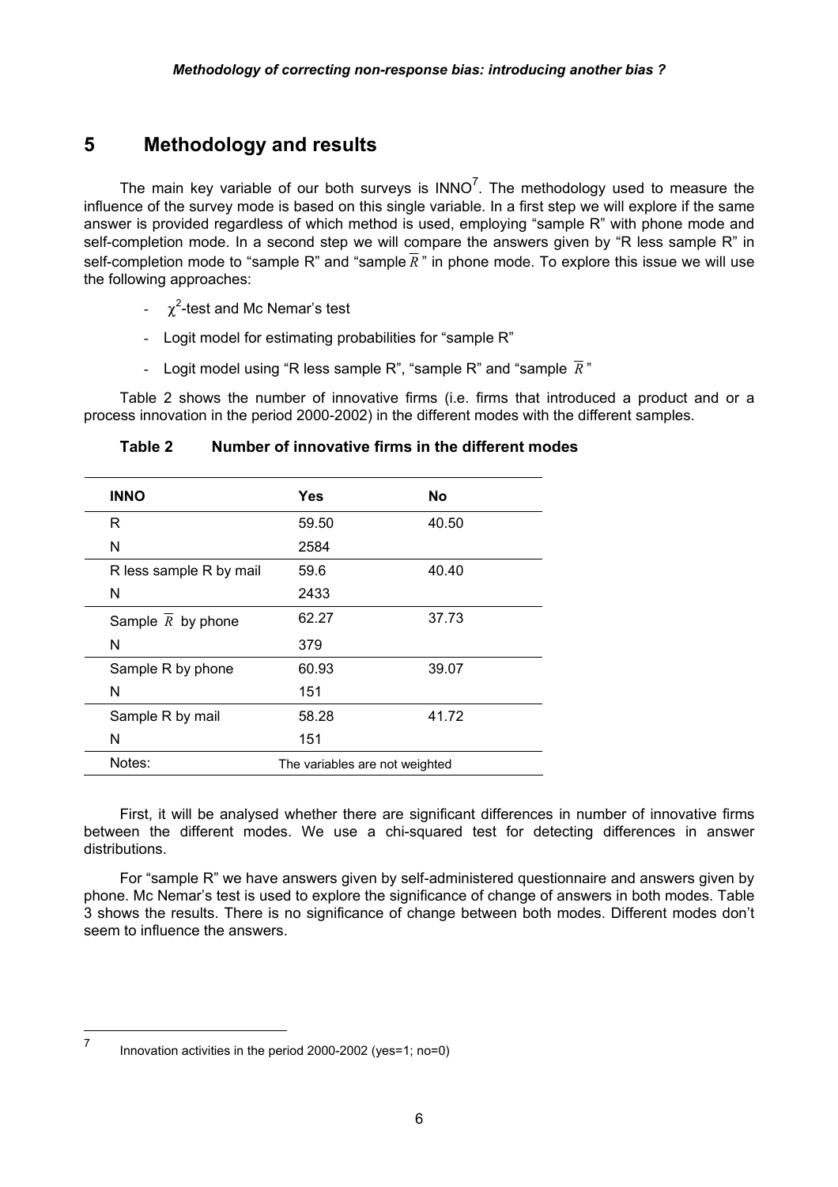# 5 Methodology and results

The main key variable of our both surveys is INNO[7]. The methodology used to measure the influence of the survey mode is based on this single variable. In a first step we will explore if the same answer is provided regardless of which method is used, employing "sample R" with phone mode and self-completion mode. In a second step we will compare the answers given by "R less sample R" in self-completion mode to "sample R" and "sample $\overline{R}$" in phone mode. To explore this issue we will use the following approaches:

- $\chi^2$-test and Mc Nemar's test
- Logit model for estimating probabilities for "sample R"
- Logit model using "R less sample R", "sample R" and "sample $\overline{R}$"

Table 2 shows the number of innovative firms (i.e. firms that introduced a product and or a process innovation in the period 2000-2002) in the different modes with the different samples.

**Table 2 Number of innovative firms in the different modes**

| INNO | Yes | No |
|---|---|---|
| R | 59.50 | 40.50 |
| N | 2584 | |
| R less sample R by mail | 59.6 | 40.40 |
| N | 2433 | |
| Sample $\overline{R}$ by phone | 62.27 | 37.73 |
| N | 379 | |
| Sample R by phone | 60.93 | 39.07 |
| N | 151 | |
| Sample R by mail | 58.28 | 41.72 |
| N | 151 | |
| Notes: | The variables are not weighted | |

First, it will be analysed whether there are significant differences in number of innovative firms between the different modes. We use a chi-squared test for detecting differences in answer distributions.

For "sample R" we have answers given by self-administered questionnaire and answers given by phone. Mc Nemar's test is used to explore the significance of change of answers in both modes. Table 3 shows the results. There is no significance of change between both modes. Different modes don't seem to influence the answers.

[7] Innovation activities in the period 2000-2002 (yes=1; no=0)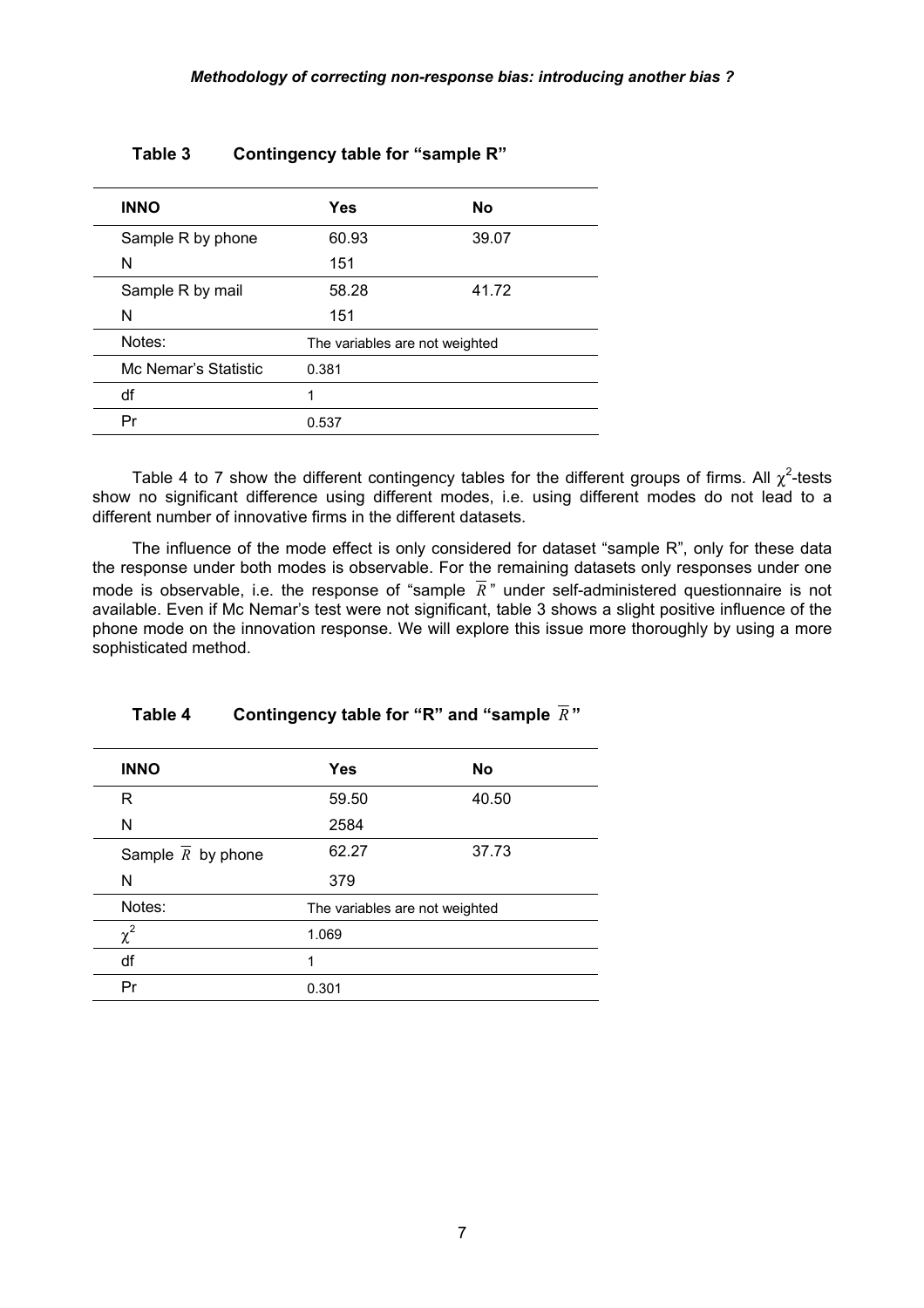**Table 3 Contingency table for "sample R"**

| INNO | Yes | No |
|---|---|---|
| Sample R by phone | 60.93 | 39.07 |
| N | 151 | |
| Sample R by mail | 58.28 | 41.72 |
| N | 151 | |
| Notes: | The variables are not weighted | |
| Mc Nemar's Statistic | 0.381 | |
| df | 1 | |
| Pr | 0.537 | |

Table 4 to 7 show the different contingency tables for the different groups of firms. All $\chi^2$-tests show no significant difference using different modes, i.e. using different modes do not lead to a different number of innovative firms in the different datasets.

The influence of the mode effect is only considered for dataset "sample R", only for these data the response under both modes is observable. For the remaining datasets only responses under one mode is observable, i.e. the response of "sample $\overline{R}$" under self-administered questionnaire is not available. Even if Mc Nemar's test were not significant, table 3 shows a slight positive influence of the phone mode on the innovation response. We will explore this issue more thoroughly by using a more sophisticated method.

**Table 4 Contingency table for "R" and "sample $\overline{R}$"**

| INNO | Yes | No |
|---|---|---|
| R | 59.50 | 40.50 |
| N | 2584 | |
| Sample $\overline{R}$ by phone | 62.27 | 37.73 |
| N | 379 | |
| Notes: | The variables are not weighted | |
| $\chi^2$ | 1.069 | |
| df | 1 | |
| Pr | 0.301 | |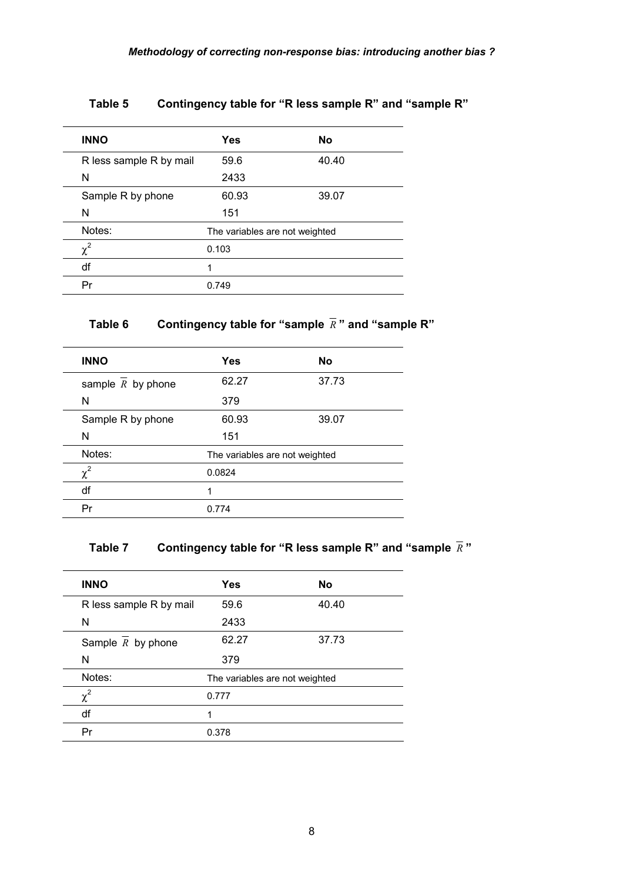**Table 5 Contingency table for “R less sample R” and “sample R”**

| INNO | Yes | No |
|---|---|---|
| R less sample R by mail | 59.6 | 40.40 |
| N | 2433 | |
| Sample R by phone | 60.93 | 39.07 |
| N | 151 | |
| Notes: | The variables are not weighted | |
| $\chi^2$ | 0.103 | |
| df | 1 | |
| Pr | 0.749 | |

**Table 6 Contingency table for “sample $\overline{R}$” and “sample R”**

| INNO | Yes | No |
|---|---|---|
| sample $\overline{R}$ by phone | 62.27 | 37.73 |
| N | 379 | |
| Sample R by phone | 60.93 | 39.07 |
| N | 151 | |
| Notes: | The variables are not weighted | |
| $\chi^2$ | 0.0824 | |
| df | 1 | |
| Pr | 0.774 | |

**Table 7 Contingency table for “R less sample R” and “sample $\overline{R}$”**

| INNO | Yes | No |
|---|---|---|
| R less sample R by mail | 59.6 | 40.40 |
| N | 2433 | |
| Sample $\overline{R}$ by phone | 62.27 | 37.73 |
| N | 379 | |
| Notes: | The variables are not weighted | |
| $\chi^2$ | 0.777 | |
| df | 1 | |
| Pr | 0.378 | |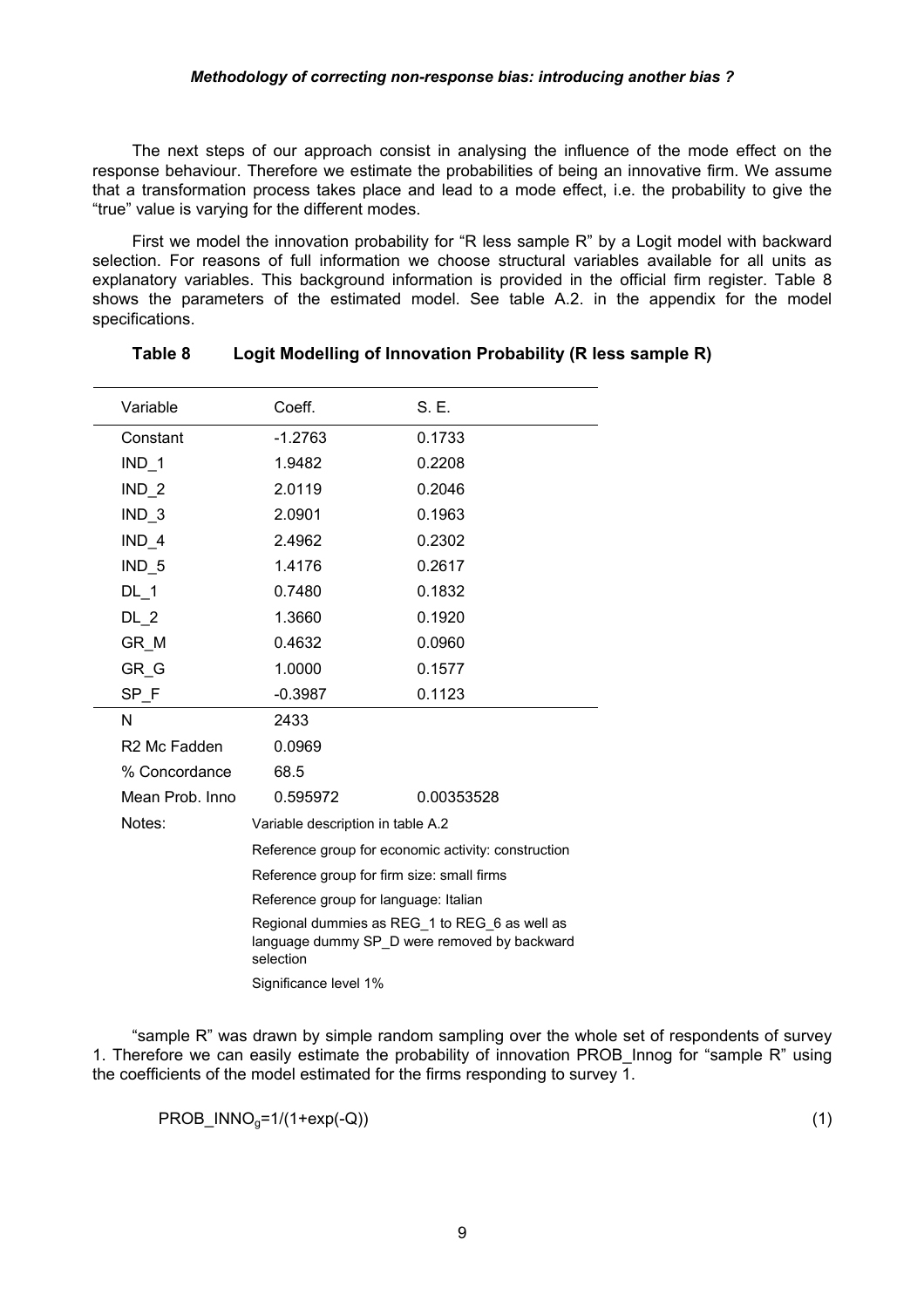The next steps of our approach consist in analysing the influence of the mode effect on the response behaviour. Therefore we estimate the probabilities of being an innovative firm. We assume that a transformation process takes place and lead to a mode effect, i.e. the probability to give the "true" value is varying for the different modes.

First we model the innovation probability for "R less sample R" by a Logit model with backward selection. For reasons of full information we choose structural variables available for all units as explanatory variables. This background information is provided in the official firm register. Table 8 shows the parameters of the estimated model. See table A.2. in the appendix for the model specifications.

**Table 8 Logit Modelling of Innovation Probability (R less sample R)**

| Variable | Coeff. | S. E. |
|---|---|---|
| Constant | -1.2763 | 0.1733 |
| IND_1 | 1.9482 | 0.2208 |
| IND_2 | 2.0119 | 0.2046 |
| IND_3 | 2.0901 | 0.1963 |
| IND_4 | 2.4962 | 0.2302 |
| IND_5 | 1.4176 | 0.2617 |
| DL_1 | 0.7480 | 0.1832 |
| DL_2 | 1.3660 | 0.1920 |
| GR_M | 0.4632 | 0.0960 |
| GR_G | 1.0000 | 0.1577 |
| SP_F | -0.3987 | 0.1123 |
| N | 2433 | |
| R2 Mc Fadden | 0.0969 | |
| % Concordance | 68.5 | |
| Mean Prob. Inno | 0.595972 | 0.00353528 |
| Notes: | Variable description in table A.2 | |
| | Reference group for economic activity: construction | |
| | Reference group for firm size: small firms | |
| | Reference group for language: Italian | |
| | Regional dummies as REG_1 to REG_6 as well as language dummy SP_D were removed by backward selection | |
| | Significance level 1% | |

"sample R" was drawn by simple random sampling over the whole set of respondents of survey 1. Therefore we can easily estimate the probability of innovation PROB_Innog for "sample R" using the coefficients of the model estimated for the firms responding to survey 1.

$$PROB\_INNO_g = 1/(1+\exp(-Q)) \tag{1}$$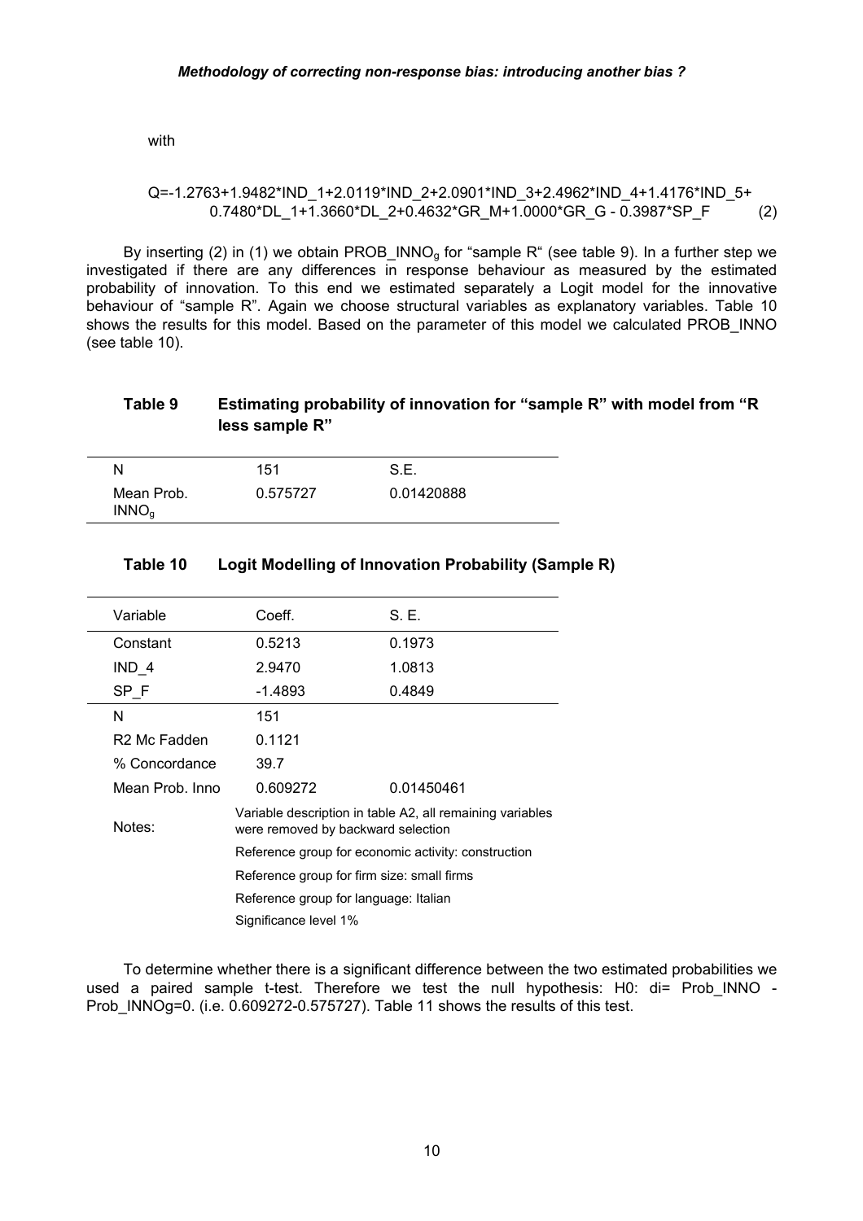with

$$Q=-1.2763+1.9482*IND\_1+2.0119*IND\_2+2.0901*IND\_3+2.4962*IND\_4+1.4176*IND\_5+0.7480*DL\_1+1.3660*DL\_2+0.4632*GR\_M+1.0000*GR\_G-0.3987*SP\_F \quad (2)$$

By inserting (2) in (1) we obtain $PROB\_INNO_g$ for "sample R" (see table 9). In a further step we investigated if there are any differences in response behaviour as measured by the estimated probability of innovation. To this end we estimated separately a Logit model for the innovative behaviour of "sample R". Again we choose structural variables as explanatory variables. Table 10 shows the results for this model. Based on the parameter of this model we calculated PROB_INNO (see table 10).

### Table 9 Estimating probability of innovation for "sample R" with model from "R less sample R"

| N | 151 | S.E. |
|---|---|---|
| Mean Prob. $INNO_g$ | 0.575727 | 0.01420888 |

### Table 10 Logit Modelling of Innovation Probability (Sample R)

| Variable | Coeff. | S. E. |
|---|---|---|
| Constant | 0.5213 | 0.1973 |
| IND_4 | 2.9470 | 1.0813 |
| SP_F | -1.4893 | 0.4849 |
| N | 151 | |
| R2 Mc Fadden | 0.1121 | |
| % Concordance | 39.7 | |
| Mean Prob. Inno | 0.609272 | 0.01450461 |
| Notes: | Variable description in table A2, all remaining variables were removed by backward selection | |
| | Reference group for economic activity: construction | |
| | Reference group for firm size: small firms | |
| | Reference group for language: Italian | |
| | Significance level 1% | |

To determine whether there is a significant difference between the two estimated probabilities we used a paired sample t-test. Therefore we test the null hypothesis: H0: di= Prob_INNO - Prob_INNOg=0. (i.e. 0.609272-0.575727). Table 11 shows the results of this test.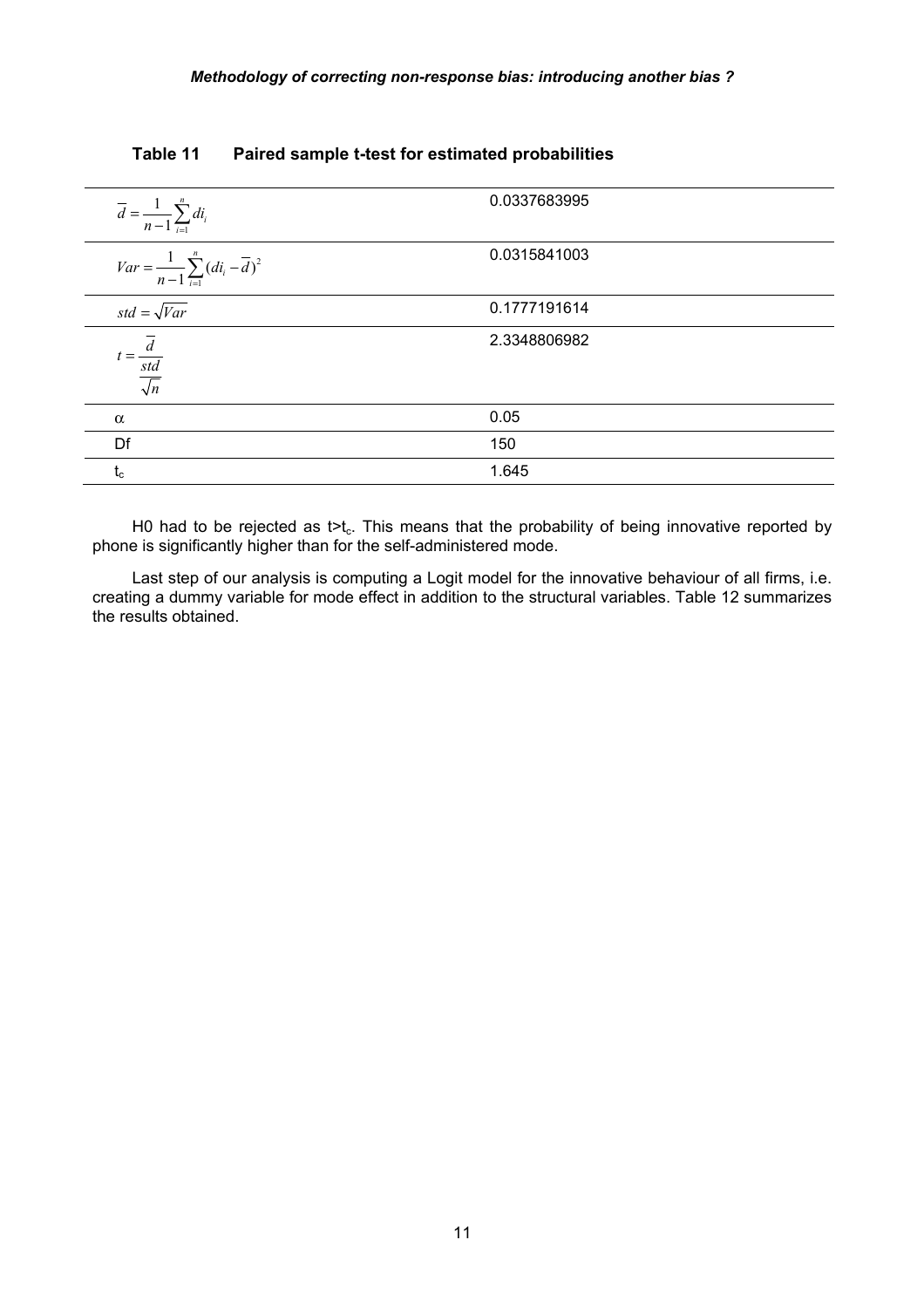**Table 11 Paired sample t-test for estimated probabilities**

| | |
|---|---|
| $\overline{d} = \frac{1}{n-1}\sum_{i=1}^{n} di_i$ | 0.0337683995 |
| $Var = \frac{1}{n-1}\sum_{i=1}^{n}(di_i - \overline{d})^2$ | 0.0315841003 |
| $std = \sqrt{Var}$ | 0.1777191614 |
| $t = \frac{\overline{d}}{\frac{std}{\sqrt{n}}}$ | 2.3348806982 |
| $\alpha$ | 0.05 |
| Df | 150 |
| $t_c$ | 1.645 |

H0 had to be rejected as $t > t_c$. This means that the probability of being innovative reported by phone is significantly higher than for the self-administered mode.

Last step of our analysis is computing a Logit model for the innovative behaviour of all firms, i.e. creating a dummy variable for mode effect in addition to the structural variables. Table 12 summarizes the results obtained.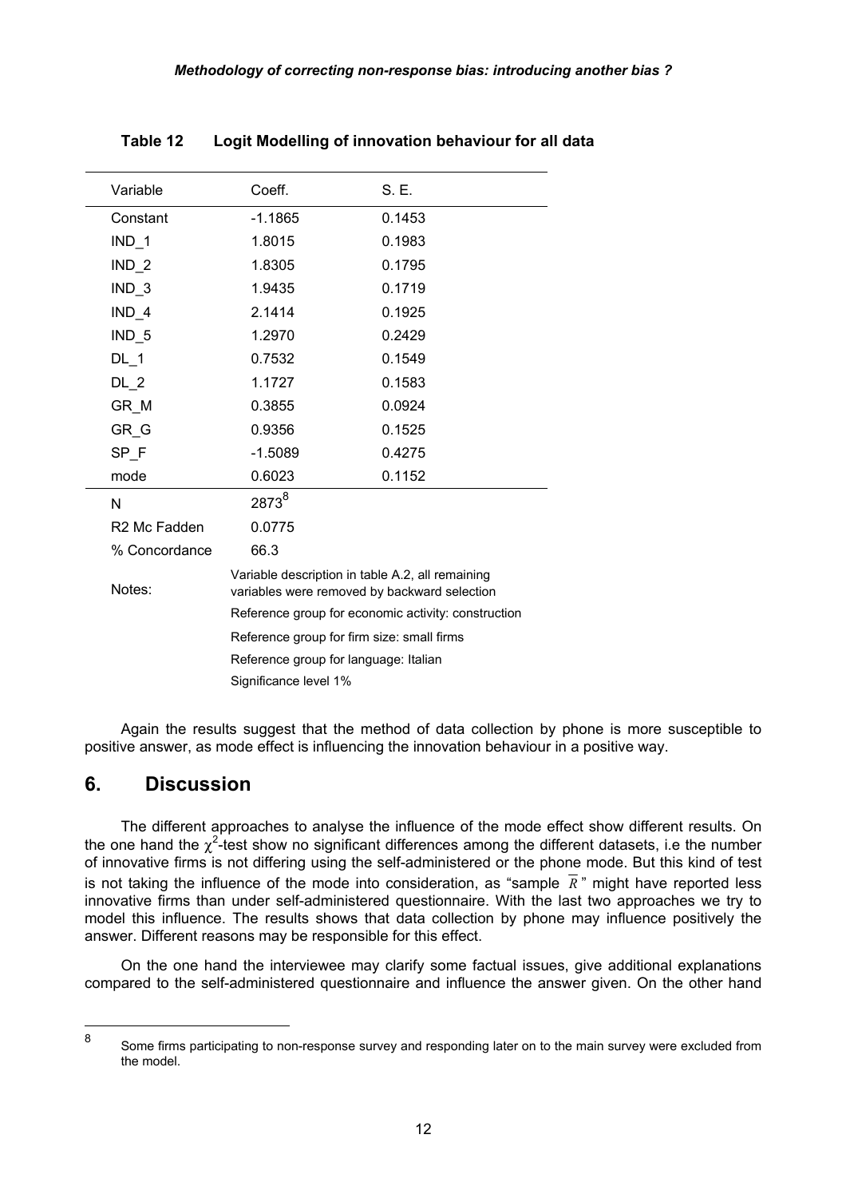**Table 12 Logit Modelling of innovation behaviour for all data**

| Variable | Coeff. | S. E. |
|---|---|---|
| Constant | -1.1865 | 0.1453 |
| IND_1 | 1.8015 | 0.1983 |
| IND_2 | 1.8305 | 0.1795 |
| IND_3 | 1.9435 | 0.1719 |
| IND_4 | 2.1414 | 0.1925 |
| IND_5 | 1.2970 | 0.2429 |
| DL_1 | 0.7532 | 0.1549 |
| DL_2 | 1.1727 | 0.1583 |
| GR_M | 0.3855 | 0.0924 |
| GR_G | 0.9356 | 0.1525 |
| SP_F | -1.5089 | 0.4275 |
| mode | 0.6023 | 0.1152 |
| N | 2873[8] | |
| R2 Mc Fadden | 0.0775 | |
| % Concordance | 66.3 | |
| Notes: | Variable description in table A.2, all remaining variables were removed by backward selection | |
| | Reference group for economic activity: construction | |
| | Reference group for firm size: small firms | |
| | Reference group for language: Italian | |
| | Significance level 1% | |

Again the results suggest that the method of data collection by phone is more susceptible to positive answer, as mode effect is influencing the innovation behaviour in a positive way.

## 6. Discussion

The different approaches to analyse the influence of the mode effect show different results. On the one hand the $\chi^2$-test show no significant differences among the different datasets, i.e the number of innovative firms is not differing using the self-administered or the phone mode. But this kind of test is not taking the influence of the mode into consideration, as "sample $\overline{R}$" might have reported less innovative firms than under self-administered questionnaire. With the last two approaches we try to model this influence. The results shows that data collection by phone may influence positively the answer. Different reasons may be responsible for this effect.

On the one hand the interviewee may clarify some factual issues, give additional explanations compared to the self-administered questionnaire and influence the answer given. On the other hand

[8] Some firms participating to non-response survey and responding later on to the main survey were excluded from the model.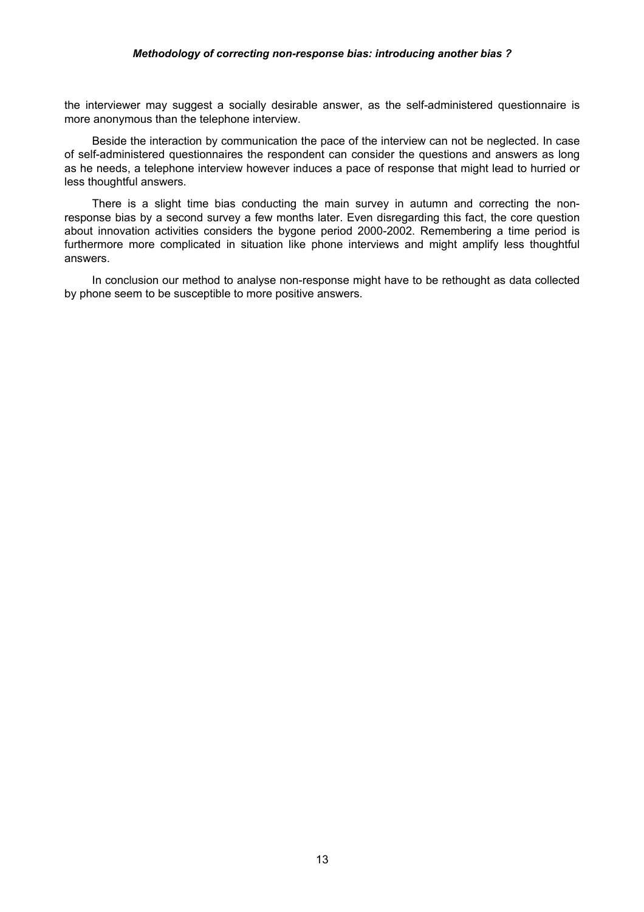the interviewer may suggest a socially desirable answer, as the self-administered questionnaire is more anonymous than the telephone interview.

Beside the interaction by communication the pace of the interview can not be neglected. In case of self-administered questionnaires the respondent can consider the questions and answers as long as he needs, a telephone interview however induces a pace of response that might lead to hurried or less thoughtful answers.

There is a slight time bias conducting the main survey in autumn and correcting the non-response bias by a second survey a few months later. Even disregarding this fact, the core question about innovation activities considers the bygone period 2000-2002. Remembering a time period is furthermore more complicated in situation like phone interviews and might amplify less thoughtful answers.

In conclusion our method to analyse non-response might have to be rethought as data collected by phone seem to be susceptible to more positive answers.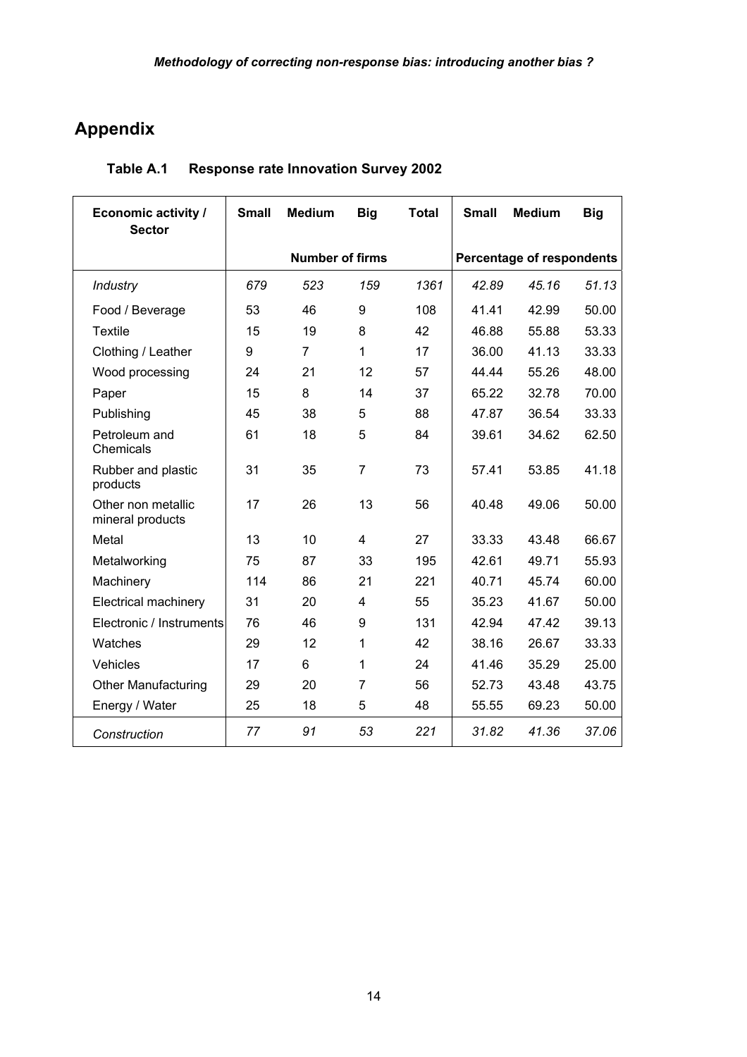## Appendix

**Table A.1 Response rate Innovation Survey 2002**

| Economic activity / Sector | Small | Medium | Big | Total | Small | Medium | Big |
|---|---|---|---|---|---|---|---|
| | Number of firms | | | | Percentage of respondents | | |
| *Industry* | *679* | *523* | *159* | *1361* | *42.89* | *45.16* | *51.13* |
| Food / Beverage | 53 | 46 | 9 | 108 | 41.41 | 42.99 | 50.00 |
| Textile | 15 | 19 | 8 | 42 | 46.88 | 55.88 | 53.33 |
| Clothing / Leather | 9 | 7 | 1 | 17 | 36.00 | 41.13 | 33.33 |
| Wood processing | 24 | 21 | 12 | 57 | 44.44 | 55.26 | 48.00 |
| Paper | 15 | 8 | 14 | 37 | 65.22 | 32.78 | 70.00 |
| Publishing | 45 | 38 | 5 | 88 | 47.87 | 36.54 | 33.33 |
| Petroleum and Chemicals | 61 | 18 | 5 | 84 | 39.61 | 34.62 | 62.50 |
| Rubber and plastic products | 31 | 35 | 7 | 73 | 57.41 | 53.85 | 41.18 |
| Other non metallic mineral products | 17 | 26 | 13 | 56 | 40.48 | 49.06 | 50.00 |
| Metal | 13 | 10 | 4 | 27 | 33.33 | 43.48 | 66.67 |
| Metalworking | 75 | 87 | 33 | 195 | 42.61 | 49.71 | 55.93 |
| Machinery | 114 | 86 | 21 | 221 | 40.71 | 45.74 | 60.00 |
| Electrical machinery | 31 | 20 | 4 | 55 | 35.23 | 41.67 | 50.00 |
| Electronic / Instruments | 76 | 46 | 9 | 131 | 42.94 | 47.42 | 39.13 |
| Watches | 29 | 12 | 1 | 42 | 38.16 | 26.67 | 33.33 |
| Vehicles | 17 | 6 | 1 | 24 | 41.46 | 35.29 | 25.00 |
| Other Manufacturing | 29 | 20 | 7 | 56 | 52.73 | 43.48 | 43.75 |
| Energy / Water | 25 | 18 | 5 | 48 | 55.55 | 69.23 | 50.00 |
| *Construction* | *77* | *91* | *53* | *221* | *31.82* | *41.36* | *37.06* |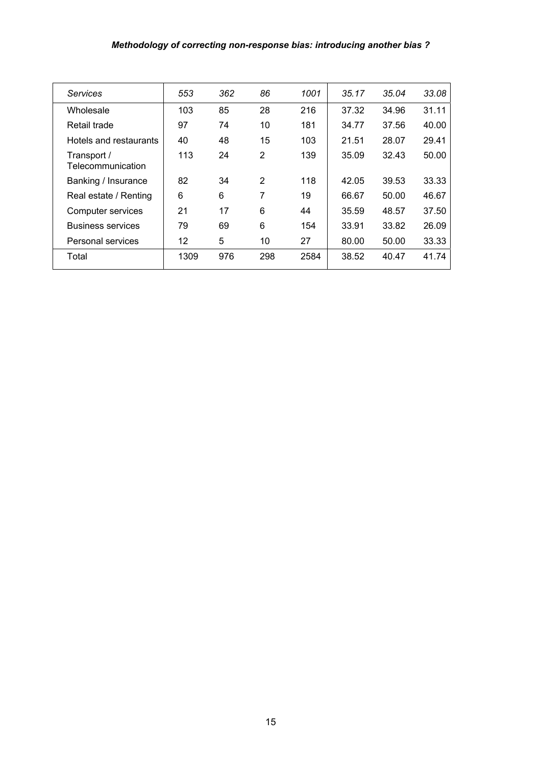| *Services* | *553* | *362* | *86* | *1001* | *35.17* | *35.04* | *33.08* |
|---|---|---|---|---|---|---|---|
| Wholesale | 103 | 85 | 28 | 216 | 37.32 | 34.96 | 31.11 |
| Retail trade | 97 | 74 | 10 | 181 | 34.77 | 37.56 | 40.00 |
| Hotels and restaurants | 40 | 48 | 15 | 103 | 21.51 | 28.07 | 29.41 |
| Transport / Telecommunication | 113 | 24 | 2 | 139 | 35.09 | 32.43 | 50.00 |
| Banking / Insurance | 82 | 34 | 2 | 118 | 42.05 | 39.53 | 33.33 |
| Real estate / Renting | 6 | 6 | 7 | 19 | 66.67 | 50.00 | 46.67 |
| Computer services | 21 | 17 | 6 | 44 | 35.59 | 48.57 | 37.50 |
| Business services | 79 | 69 | 6 | 154 | 33.91 | 33.82 | 26.09 |
| Personal services | 12 | 5 | 10 | 27 | 80.00 | 50.00 | 33.33 |
| Total | 1309 | 976 | 298 | 2584 | 38.52 | 40.47 | 41.74 |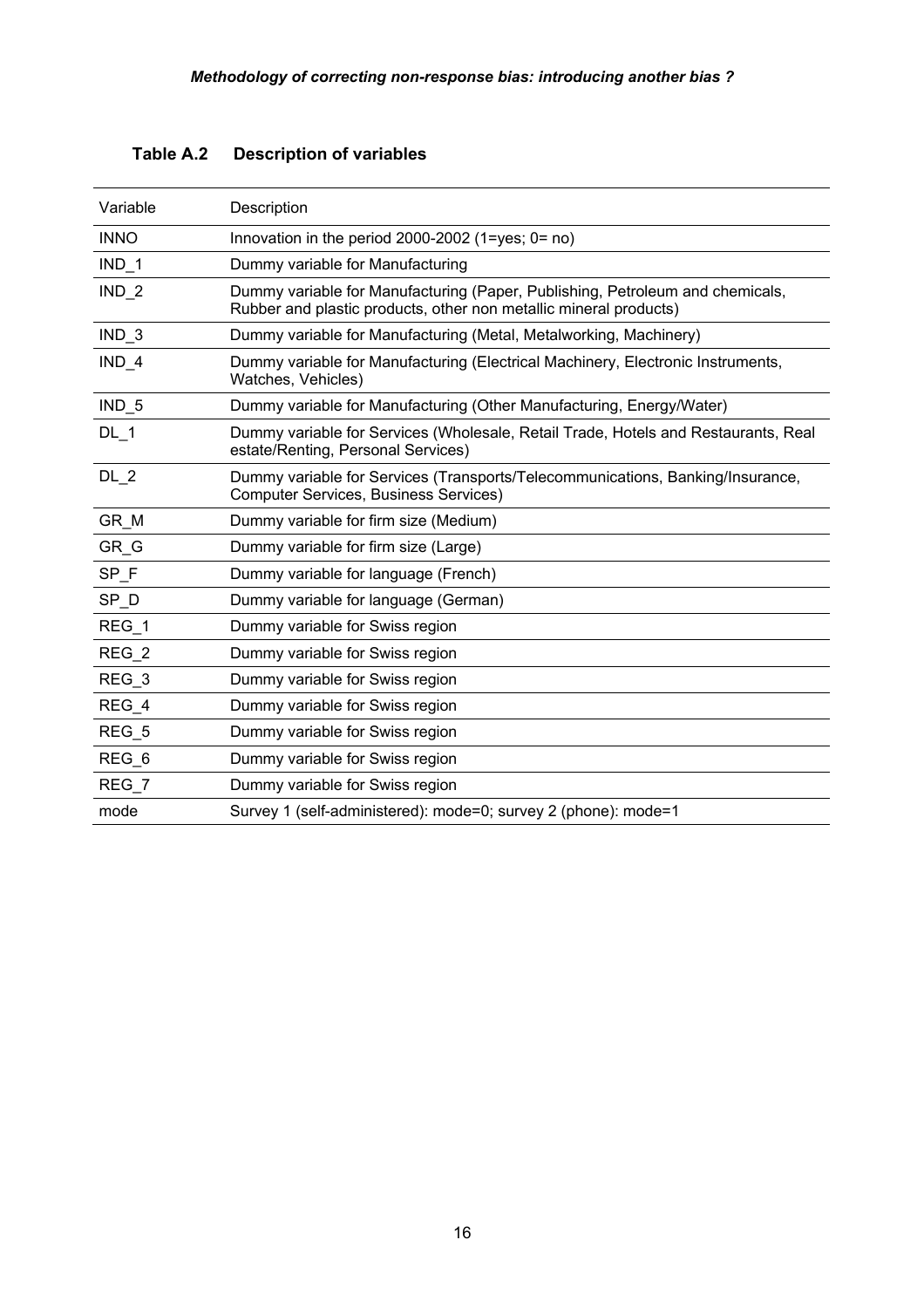**Table A.2 Description of variables**

| Variable | Description |
|---|---|
| INNO | Innovation in the period 2000-2002 (1=yes; 0= no) |
| IND_1 | Dummy variable for Manufacturing |
| IND_2 | Dummy variable for Manufacturing (Paper, Publishing, Petroleum and chemicals, Rubber and plastic products, other non metallic mineral products) |
| IND_3 | Dummy variable for Manufacturing (Metal, Metalworking, Machinery) |
| IND_4 | Dummy variable for Manufacturing (Electrical Machinery, Electronic Instruments, Watches, Vehicles) |
| IND_5 | Dummy variable for Manufacturing (Other Manufacturing, Energy/Water) |
| DL_1 | Dummy variable for Services (Wholesale, Retail Trade, Hotels and Restaurants, Real estate/Renting, Personal Services) |
| DL_2 | Dummy variable for Services (Transports/Telecommunications, Banking/Insurance, Computer Services, Business Services) |
| GR_M | Dummy variable for firm size (Medium) |
| GR_G | Dummy variable for firm size (Large) |
| SP_F | Dummy variable for language (French) |
| SP_D | Dummy variable for language (German) |
| REG_1 | Dummy variable for Swiss region |
| REG_2 | Dummy variable for Swiss region |
| REG_3 | Dummy variable for Swiss region |
| REG_4 | Dummy variable for Swiss region |
| REG_5 | Dummy variable for Swiss region |
| REG_6 | Dummy variable for Swiss region |
| REG_7 | Dummy variable for Swiss region |
| mode | Survey 1 (self-administered): mode=0; survey 2 (phone): mode=1 |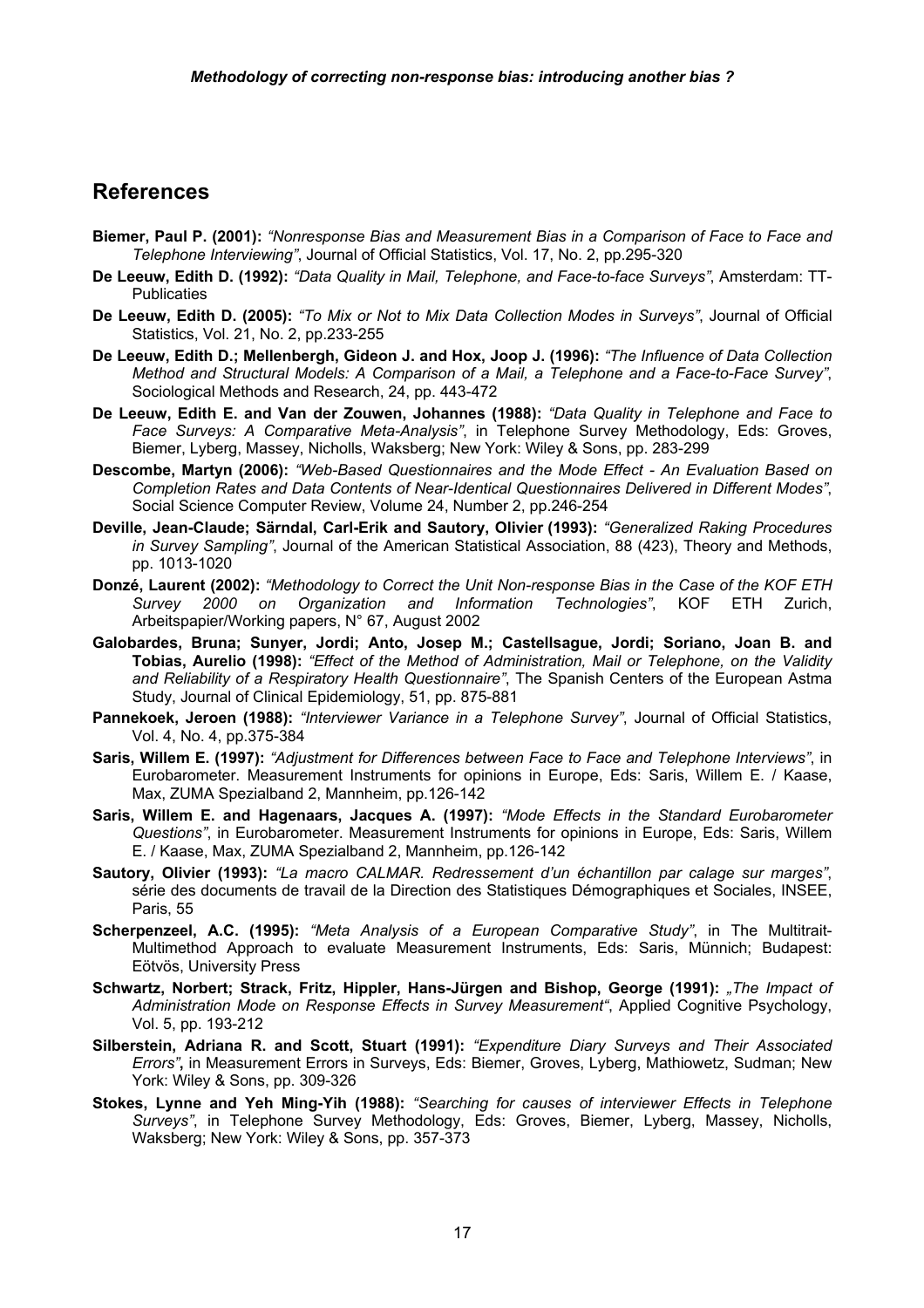## References

**Biemer, Paul P. (2001):** *"Nonresponse Bias and Measurement Bias in a Comparison of Face to Face and Telephone Interviewing"*, Journal of Official Statistics, Vol. 17, No. 2, pp.295-320

**De Leeuw, Edith D. (1992):** *"Data Quality in Mail, Telephone, and Face-to-face Surveys"*, Amsterdam: TT-Publicaties

**De Leeuw, Edith D. (2005):** *"To Mix or Not to Mix Data Collection Modes in Surveys"*, Journal of Official Statistics, Vol. 21, No. 2, pp.233-255

**De Leeuw, Edith D.; Mellenbergh, Gideon J. and Hox, Joop J. (1996):** *"The Influence of Data Collection Method and Structural Models: A Comparison of a Mail, a Telephone and a Face-to-Face Survey"*, Sociological Methods and Research, 24, pp. 443-472

**De Leeuw, Edith E. and Van der Zouwen, Johannes (1988):** *"Data Quality in Telephone and Face to Face Surveys: A Comparative Meta-Analysis"*, in Telephone Survey Methodology, Eds: Groves, Biemer, Lyberg, Massey, Nicholls, Waksberg; New York: Wiley & Sons, pp. 283-299

**Descombe, Martyn (2006):** *"Web-Based Questionnaires and the Mode Effect - An Evaluation Based on Completion Rates and Data Contents of Near-Identical Questionnaires Delivered in Different Modes"*, Social Science Computer Review, Volume 24, Number 2, pp.246-254

**Deville, Jean-Claude; Särndal, Carl-Erik and Sautory, Olivier (1993):** *"Generalized Raking Procedures in Survey Sampling"*, Journal of the American Statistical Association, 88 (423), Theory and Methods, pp. 1013-1020

**Donzé, Laurent (2002):** *"Methodology to Correct the Unit Non-response Bias in the Case of the KOF ETH Survey 2000 on Organization and Information Technologies"*, KOF ETH Zurich, Arbeitspapier/Working papers, N° 67, August 2002

**Galobardes, Bruna; Sunyer, Jordi; Anto, Josep M.; Castellsague, Jordi; Soriano, Joan B. and Tobias, Aurelio (1998):** *"Effect of the Method of Administration, Mail or Telephone, on the Validity and Reliability of a Respiratory Health Questionnaire"*, The Spanish Centers of the European Astma Study, Journal of Clinical Epidemiology, 51, pp. 875-881

**Pannekoek, Jeroen (1988):** *"Interviewer Variance in a Telephone Survey"*, Journal of Official Statistics, Vol. 4, No. 4, pp.375-384

**Saris, Willem E. (1997):** *"Adjustment for Differences between Face to Face and Telephone Interviews"*, in Eurobarometer. Measurement Instruments for opinions in Europe, Eds: Saris, Willem E. / Kaase, Max, ZUMA Spezialband 2, Mannheim, pp.126-142

**Saris, Willem E. and Hagenaars, Jacques A. (1997):** *"Mode Effects in the Standard Eurobarometer Questions"*, in Eurobarometer. Measurement Instruments for opinions in Europe, Eds: Saris, Willem E. / Kaase, Max, ZUMA Spezialband 2, Mannheim, pp.126-142

**Sautory, Olivier (1993):** *"La macro CALMAR. Redressement d'un échantillon par calage sur marges"*, série des documents de travail de la Direction des Statistiques Démographiques et Sociales, INSEE, Paris, 55

**Scherpenzeel, A.C. (1995):** *"Meta Analysis of a European Comparative Study"*, in The Multitrait-Multimethod Approach to evaluate Measurement Instruments, Eds: Saris, Münnich; Budapest: Eötvös, University Press

**Schwartz, Norbert; Strack, Fritz, Hippler, Hans-Jürgen and Bishop, George (1991):** *„The Impact of Administration Mode on Response Effects in Survey Measurement"*, Applied Cognitive Psychology, Vol. 5, pp. 193-212

**Silberstein, Adriana R. and Scott, Stuart (1991):** *"Expenditure Diary Surveys and Their Associated Errors"*, in Measurement Errors in Surveys, Eds: Biemer, Groves, Lyberg, Mathiowetz, Sudman; New York: Wiley & Sons, pp. 309-326

**Stokes, Lynne and Yeh Ming-Yih (1988):** *"Searching for causes of interviewer Effects in Telephone Surveys"*, in Telephone Survey Methodology, Eds: Groves, Biemer, Lyberg, Massey, Nicholls, Waksberg; New York: Wiley & Sons, pp. 357-373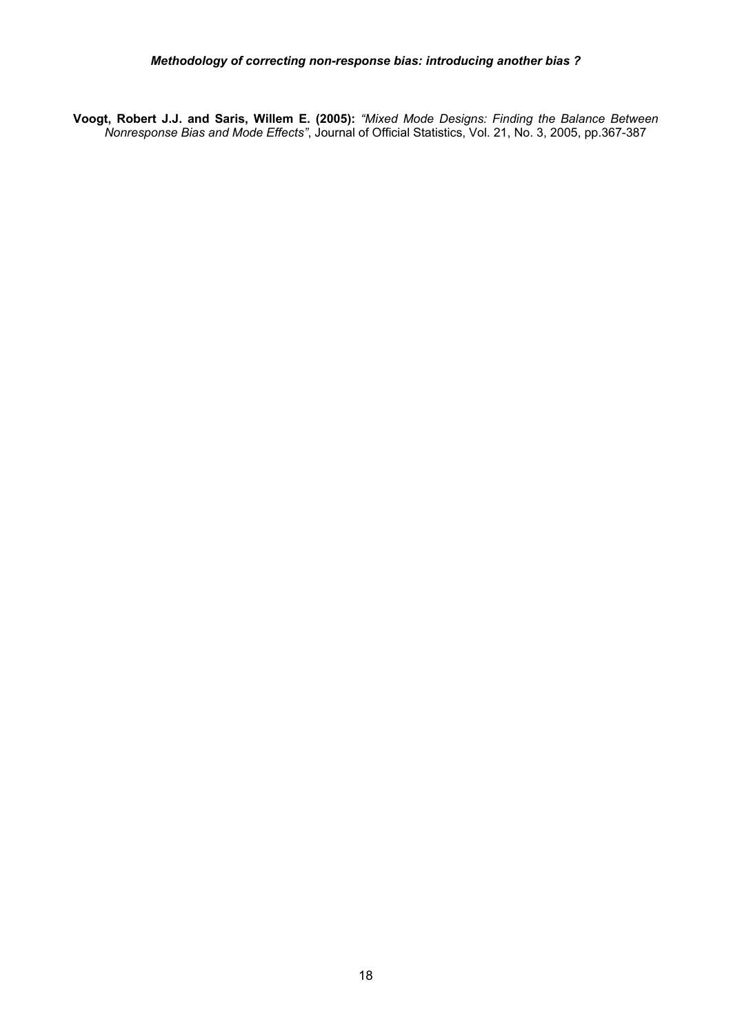**Voogt, Robert J.J. and Saris, Willem E. (2005):** *"Mixed Mode Designs: Finding the Balance Between Nonresponse Bias and Mode Effects"*, Journal of Official Statistics, Vol. 21, No. 3, 2005, pp.367-387